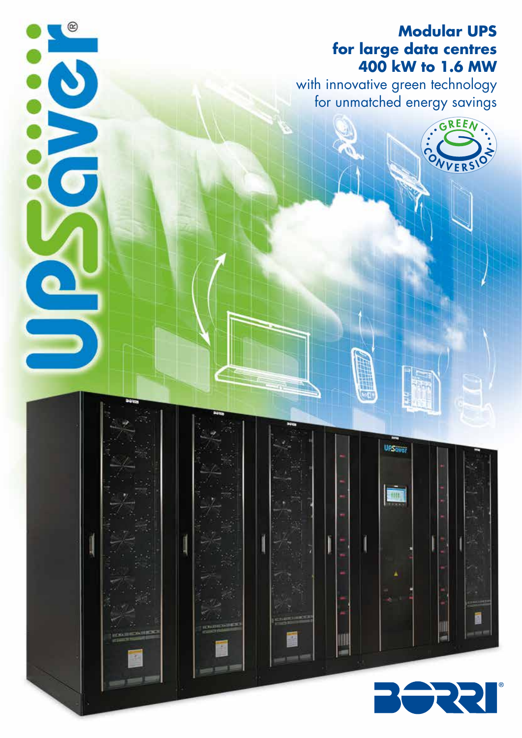# UPSaver®

## Modular UPS for large data centres 400 kW to 1.6 MW

with innovative green technology for unmatched energy savings

GREEN CONVERSION

BORRI®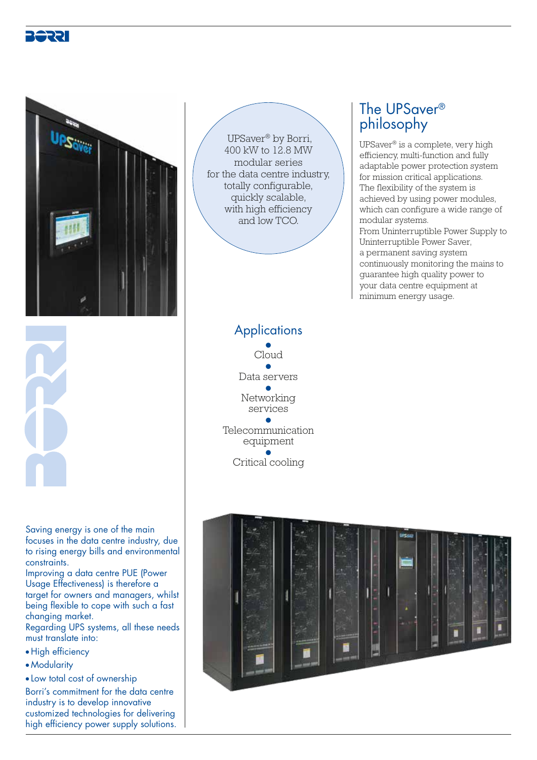UPSaver® by Borri, 400 kW to 12.8 MW modular series for the data centre industry, totally configurable, quickly scalable, with high efficiency and low TCO.

## The UPSaver® philosophy

UPSaver® is a complete, very high efficiency, multi-function and fully adaptable power protection system for mission critical applications. The flexibility of the system is achieved by using power modules, which can configure a wide range of modular systems. From Uninterruptible Power Supply to Uninterruptible Power Saver, a permanent saving system continuously monitoring the mains to guarantee high quality power to your data centre equipment at minimum energy usage.

## Applications

- Cloud
- Data servers
- Networking services
- Telecommunication equipment
- Critical cooling

Saving energy is one of the main focuses in the data centre industry, due to rising energy bills and environmental constraints. Improving a data centre PUE (Power Usage Effectiveness) is therefore a target for owners and managers, whilst being flexible to cope with such a fast changing market. Regarding UPS systems, all these needs must translate into:

- High efficiency
- Modularity
- Low total cost of ownership

Borri's commitment for the data centre industry is to develop innovative customized technologies for delivering high efficiency power supply solutions.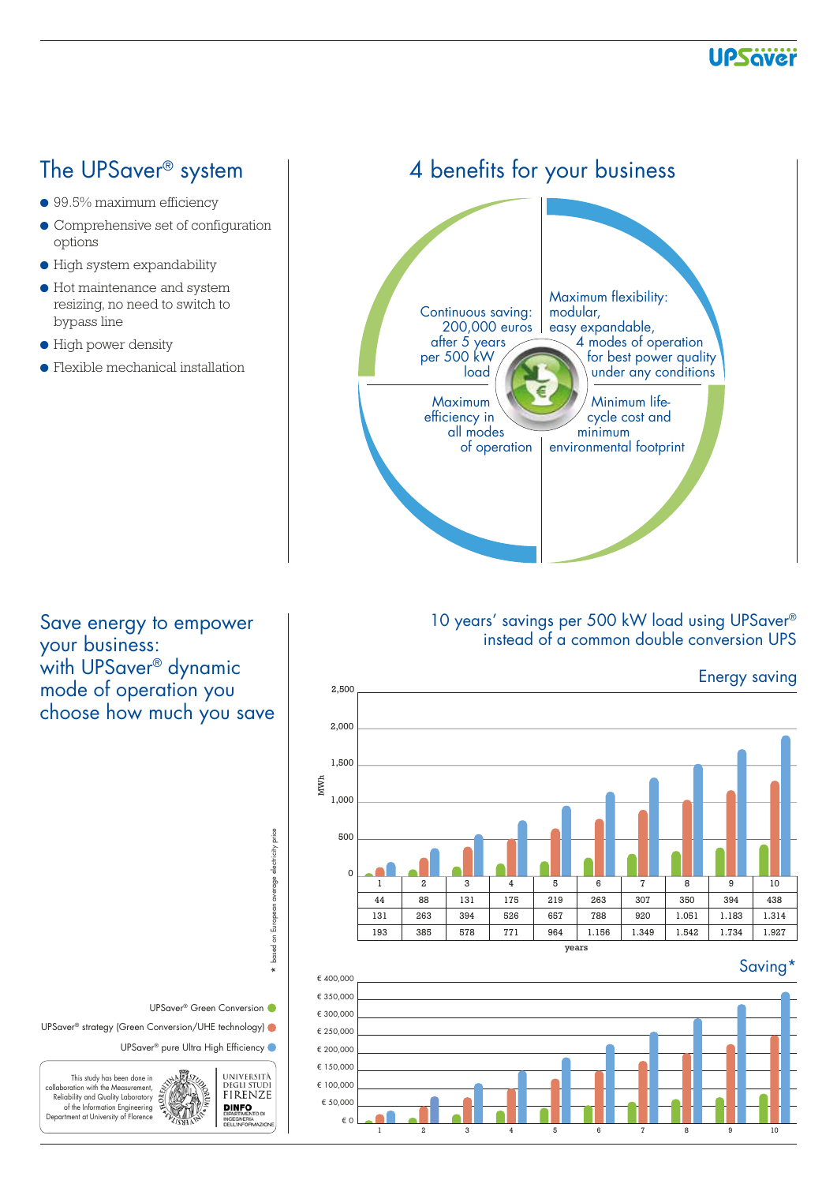## The UPSaver® system

- 99.5% maximum efficiency
- Comprehensive set of configuration options
- High system expandability
- Hot maintenance and system resizing, no need to switch to bypass line
- High power density
- Flexible mechanical installation

## 4 benefits for your business

Continuous saving: 200,000 euros after 5 years per 500 kW load

Maximum flexibility: modular, easy expandable, 4 modes of operation for best power quality under any conditions

Maximum efficiency in all modes of operation

Minimum life-cycle cost and minimum environmental footprint

## Save energy to empower your business: with UPSaver® dynamic mode of operation you choose how much you save

### 10 years' savings per 500 kW load using UPSaver® instead of a common double conversion UPS

**Energy saving** (MWh)

| years | 1 | 2 | 3 | 4 | 5 | 6 | 7 | 8 | 9 | 10 |
|---|---|---|---|---|---|---|---|---|---|---|
| UPSaver® Green Conversion | 44 | 88 | 131 | 175 | 219 | 263 | 307 | 350 | 394 | 438 |
| UPSaver® strategy (Green Conversion/UHE technology) | 131 | 263 | 394 | 526 | 657 | 788 | 920 | 1.051 | 1.183 | 1.314 |
| UPSaver® pure Ultra High Efficiency | 193 | 385 | 578 | 771 | 964 | 1.156 | 1.349 | 1.542 | 1.734 | 1.927 |

**Saving***

* based on European average electricity price

UPSaver® Green Conversion

UPSaver® strategy (Green Conversion/UHE technology)

UPSaver® pure Ultra High Efficiency

This study has been done in collaboration with the Measurement, Reliability and Quality Laboratory of the Information Engineering Department at University of Florence

UNIVERSITÀ DEGLI STUDI FIRENZE

DINFO DIPARTIMENTO DI INGEGNERIA DELL'INFORMAZIONE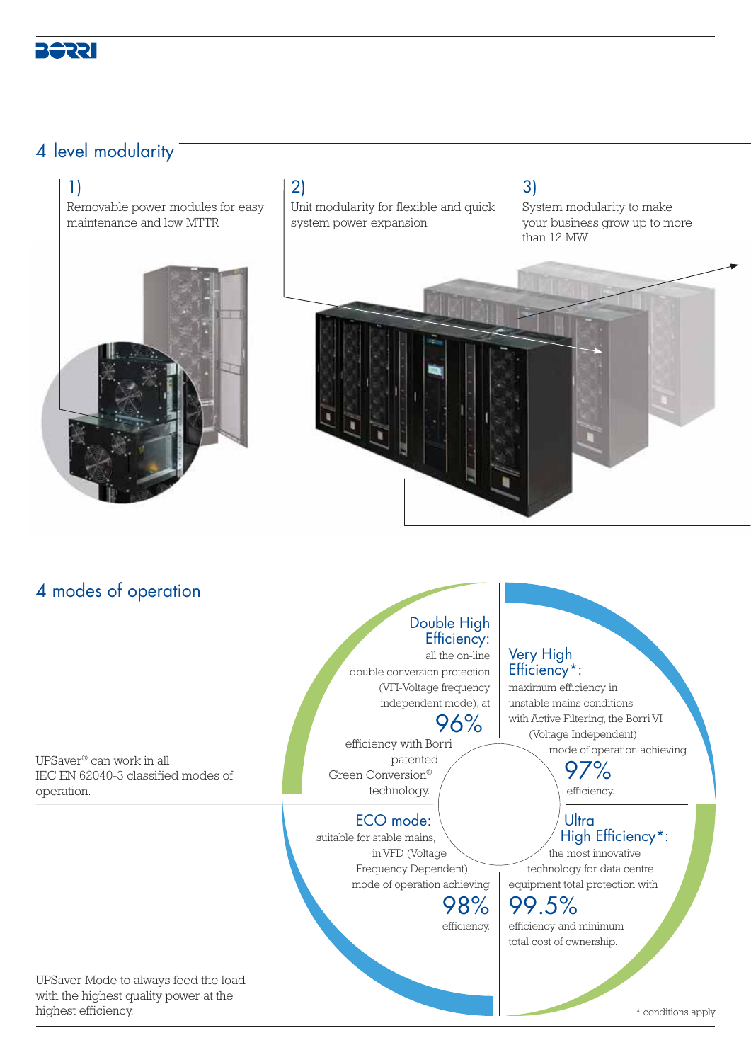## 4 level modularity

1) Removable power modules for easy maintenance and low MTTR

2) Unit modularity for flexible and quick system power expansion

3) System modularity to make your business grow up to more than 12 MW

## 4 modes of operation

UPSaver® can work in all IEC EN 62040-3 classified modes of operation.

UPSaver Mode to always feed the load with the highest quality power at the highest efficiency.

**Double High Efficiency:** all the on-line double conversion protection (VFI-Voltage frequency independent mode), at **96%** efficiency with Borri patented Green Conversion® technology.

**Very High Efficiency*:** maximum efficiency in unstable mains conditions with Active Filtering, the Borri VI (Voltage Independent) mode of operation achieving **97%** efficiency.

**ECO mode:** suitable for stable mains, in VFD (Voltage Frequency Dependent) mode of operation achieving **98%** efficiency.

**Ultra High Efficiency*:** the most innovative technology for data centre equipment total protection with **99.5%** efficiency and minimum total cost of ownership.

\* conditions apply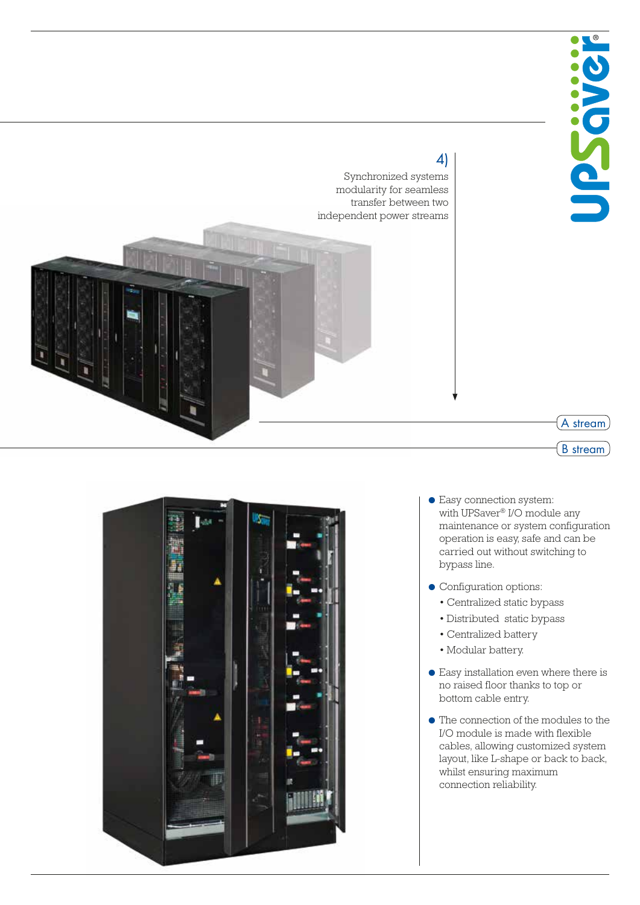4)

Synchronized systems modularity for seamless transfer between two independent power streams

A stream

B stream

- Easy connection system: with UPSaver® I/O module any maintenance or system configuration operation is easy, safe and can be carried out without switching to bypass line.
- Configuration options:
  - Centralized static bypass
  - Distributed static bypass
  - Centralized battery
  - Modular battery.
- Easy installation even where there is no raised floor thanks to top or bottom cable entry.
- The connection of the modules to the I/O module is made with flexible cables, allowing customized system layout, like L-shape or back to back, whilst ensuring maximum connection reliability.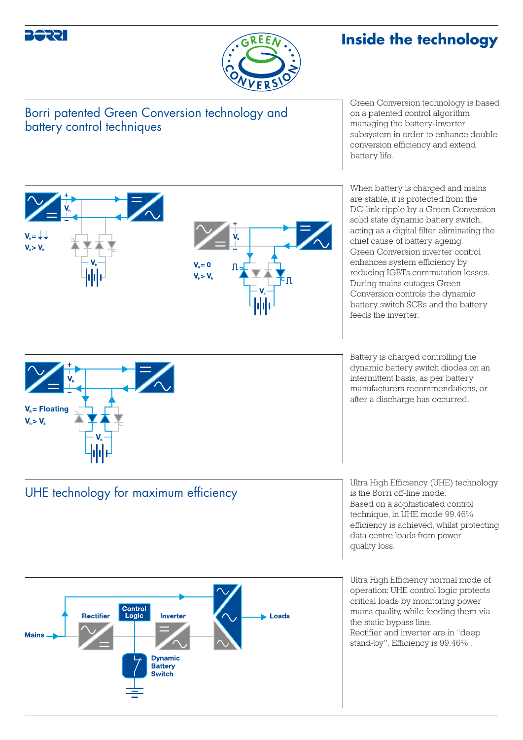# Inside the technology

## Borri patented Green Conversion technology and battery control techniques

Green Conversion technology is based on a patented control algorithm, managing the battery-inverter subsystem in order to enhance double conversion efficiency and extend battery life.

$V_R = \downarrow\downarrow$
$V_B > V_R$

$V_R = 0$
$V_B > V_R$

When battery is charged and mains are stable, it is protected from the DC-link ripple by a Green Conversion solid state dynamic battery switch, acting as a digital filter eliminating the chief cause of battery ageing. Green Conversion inverter control enhances system efficiency by reducing IGBTs commutation losses. During mains outages Green Conversion controls the dynamic battery switch SCRs and the battery feeds the inverter.

$V_R$ = Floating
$V_R > V_B$

Battery is charged controlling the dynamic battery switch diodes on an intermittent basis, as per battery manufacturers recommendations, or after a discharge has occurred.

## UHE technology for maximum efficiency

Ultra High Efficiency (UHE) technology is the Borri off-line mode. Based on a sophisticated control technique, in UHE mode 99.46% efficiency is achieved, whilst protecting data centre loads from power quality loss.

Mains, Rectifier, Control Logic, Inverter, Dynamic Battery Switch, Loads

Ultra High Efficiency normal mode of operation: UHE control logic protects critical loads by monitoring power mains quality, while feeding them via the static bypass line.
Rectifier and inverter are in "deep stand-by". Efficiency is 99.46% .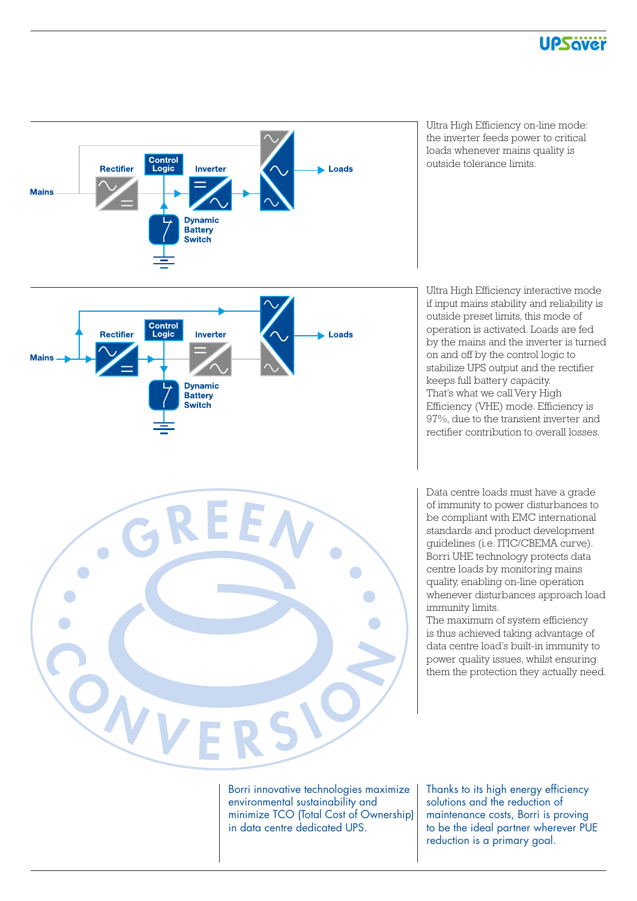Ultra High Efficiency on-line mode: the inverter feeds power to critical loads whenever mains quality is outside tolerance limits.

Ultra High Efficiency interactive mode if input mains stability and reliability is outside preset limits, this mode of operation is activated. Loads are fed by the mains and the inverter is turned on and off by the control logic to stabilize UPS output and the rectifier keeps full battery capacity.
That's what we call Very High Efficiency (VHE) mode. Efficiency is 97%, due to the transient inverter and rectifier contribution to overall losses.

Data centre loads must have a grade of immunity to power disturbances to be compliant with EMC international standards and product development guidelines (i.e. ITIC/CBEMA curve). Borri UHE technology protects data centre loads by monitoring mains quality, enabling on-line operation whenever disturbances approach load immunity limits.
The maximum of system efficiency is thus achieved taking advantage of data centre load's built-in immunity to power quality issues, whilst ensuring them the protection they actually need.

Borri innovative technologies maximize environmental sustainability and minimize TCO (Total Cost of Ownership) in data centre dedicated UPS.

Thanks to its high energy efficiency solutions and the reduction of maintenance costs, Borri is proving to be the ideal partner wherever PUE reduction is a primary goal.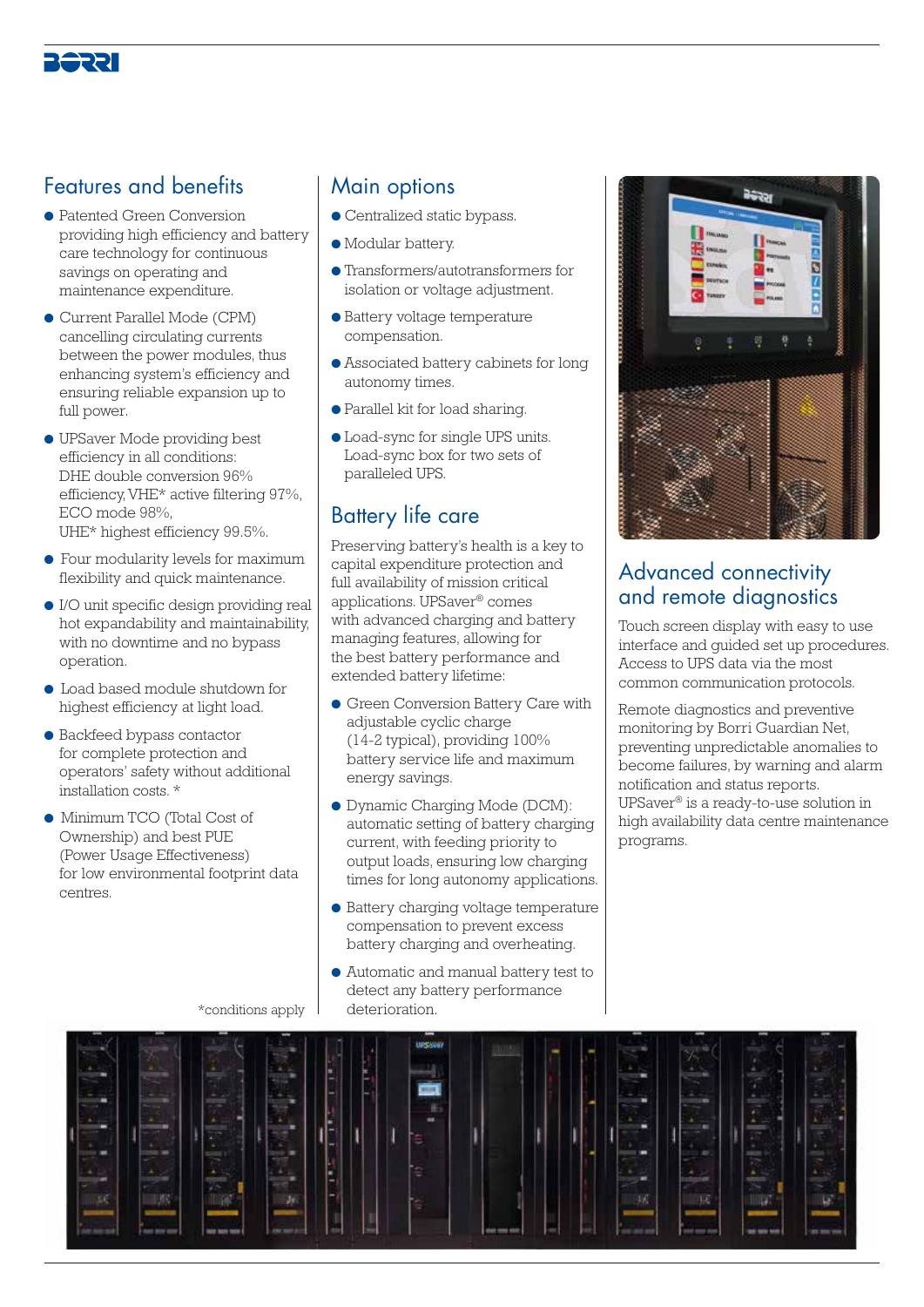## Features and benefits

- Patented Green Conversion providing high efficiency and battery care technology for continuous savings on operating and maintenance expenditure.
- Current Parallel Mode (CPM) cancelling circulating currents between the power modules, thus enhancing system's efficiency and ensuring reliable expansion up to full power.
- UPSaver Mode providing best efficiency in all conditions: DHE double conversion 96% efficiency, VHE* active filtering 97%, ECO mode 98%, UHE* highest efficiency 99.5%.
- Four modularity levels for maximum flexibility and quick maintenance.
- I/O unit specific design providing real hot expandability and maintainability, with no downtime and no bypass operation.
- Load based module shutdown for highest efficiency at light load.
- Backfeed bypass contactor for complete protection and operators' safety without additional installation costs. *
- Minimum TCO (Total Cost of Ownership) and best PUE (Power Usage Effectiveness) for low environmental footprint data centres.

*conditions apply

## Main options

- Centralized static bypass.
- Modular battery.
- Transformers/autotransformers for isolation or voltage adjustment.
- Battery voltage temperature compensation.
- Associated battery cabinets for long autonomy times.
- Parallel kit for load sharing.
- Load-sync for single UPS units. Load-sync box for two sets of paralleled UPS.

## Battery life care

Preserving battery's health is a key to capital expenditure protection and full availability of mission critical applications. UPSaver® comes with advanced charging and battery managing features, allowing for the best battery performance and extended battery lifetime:

- Green Conversion Battery Care with adjustable cyclic charge (14-2 typical), providing 100% battery service life and maximum energy savings.
- Dynamic Charging Mode (DCM): automatic setting of battery charging current, with feeding priority to output loads, ensuring low charging times for long autonomy applications.
- Battery charging voltage temperature compensation to prevent excess battery charging and overheating.
- Automatic and manual battery test to detect any battery performance deterioration.

## Advanced connectivity and remote diagnostics

Touch screen display with easy to use interface and guided set up procedures. Access to UPS data via the most common communication protocols.

Remote diagnostics and preventive monitoring by Borri Guardian Net, preventing unpredictable anomalies to become failures, by warning and alarm notification and status reports. UPSaver® is a ready-to-use solution in high availability data centre maintenance programs.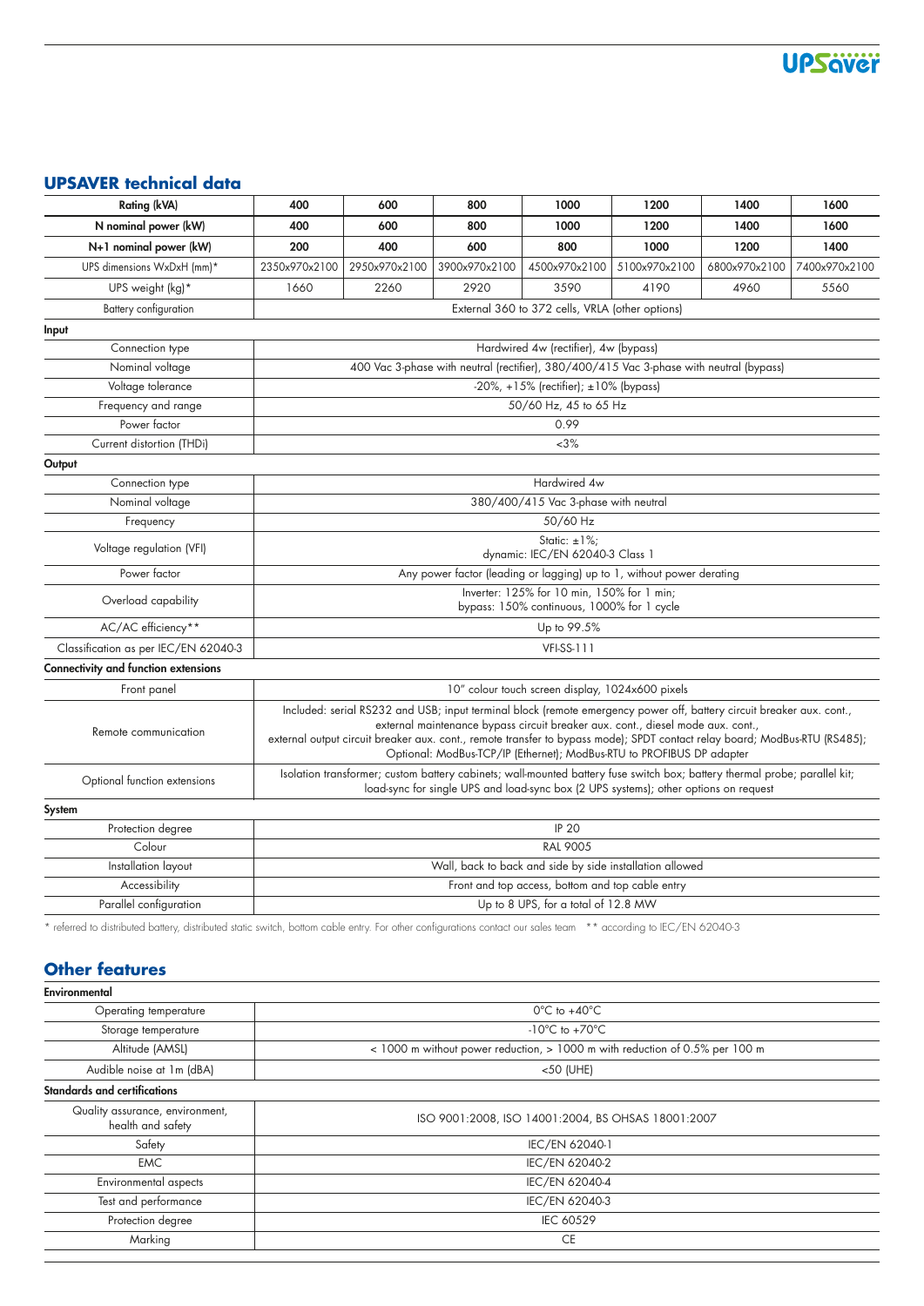## UPSAVER technical data

| Rating (kVA) | 400 | 600 | 800 | 1000 | 1200 | 1400 | 1600 |
|---|---|---|---|---|---|---|---|
| N nominal power (kW) | 400 | 600 | 800 | 1000 | 1200 | 1400 | 1600 |
| N+1 nominal power (kW) | 200 | 400 | 600 | 800 | 1000 | 1200 | 1400 |
| UPS dimensions WxDxH (mm)* | 2350x970x2100 | 2950x970x2100 | 3900x970x2100 | 4500x970x2100 | 5100x970x2100 | 6800x970x2100 | 7400x970x2100 |
| UPS weight (kg)* | 1660 | 2260 | 2920 | 3590 | 4190 | 4960 | 5560 |
| Battery configuration | External 360 to 372 cells, VRLA (other options) | | | | | | |
| **Input** | | | | | | | |
| Connection type | Hardwired 4w (rectifier), 4w (bypass) | | | | | | |
| Nominal voltage | 400 Vac 3-phase with neutral (rectifier), 380/400/415 Vac 3-phase with neutral (bypass) | | | | | | |
| Voltage tolerance | -20%, +15% (rectifier); ±10% (bypass) | | | | | | |
| Frequency and range | 50/60 Hz, 45 to 65 Hz | | | | | | |
| Power factor | 0.99 | | | | | | |
| Current distortion (THDi) | <3% | | | | | | |
| **Output** | | | | | | | |
| Connection type | Hardwired 4w | | | | | | |
| Nominal voltage | 380/400/415 Vac 3-phase with neutral | | | | | | |
| Frequency | 50/60 Hz | | | | | | |
| Voltage regulation (VFI) | Static: ±1%; dynamic: IEC/EN 62040-3 Class 1 | | | | | | |
| Power factor | Any power factor (leading or lagging) up to 1, without power derating | | | | | | |
| Overload capability | Inverter: 125% for 10 min, 150% for 1 min; bypass: 150% continuous, 1000% for 1 cycle | | | | | | |
| AC/AC efficiency** | Up to 99.5% | | | | | | |
| Classification as per IEC/EN 62040-3 | VFI-SS-111 | | | | | | |
| **Connectivity and function extensions** | | | | | | | |
| Front panel | 10" colour touch screen display, 1024x600 pixels | | | | | | |
| Remote communication | Included: serial RS232 and USB; input terminal block (remote emergency power off, battery circuit breaker aux. cont., external maintenance bypass circuit breaker aux. cont., diesel mode aux. cont., external output circuit breaker aux. cont., remote transfer to bypass mode); SPDT contact relay board; ModBus-RTU (RS485); Optional: ModBus-TCP/IP (Ethernet); ModBus-RTU to PROFIBUS DP adapter | | | | | | |
| Optional function extensions | Isolation transformer; custom battery cabinets; wall-mounted battery fuse switch box; battery thermal probe; parallel kit; load-sync for single UPS and load-sync box (2 UPS systems); other options on request | | | | | | |
| **System** | | | | | | | |
| Protection degree | IP 20 | | | | | | |
| Colour | RAL 9005 | | | | | | |
| Installation layout | Wall, back to back and side by side installation allowed | | | | | | |
| Accessibility | Front and top access, bottom and top cable entry | | | | | | |
| Parallel configuration | Up to 8 UPS, for a total of 12.8 MW | | | | | | |

\* referred to distributed battery, distributed static switch, bottom cable entry. For other configurations contact our sales team ** according to IEC/EN 62040-3

## Other features

| **Environmental** | |
|---|---|
| Operating temperature | 0°C to +40°C |
| Storage temperature | -10°C to +70°C |
| Altitude (AMSL) | < 1000 m without power reduction, > 1000 m with reduction of 0.5% per 100 m |
| Audible noise at 1m (dBA) | <50 (UHE) |
| **Standards and certifications** | |
| Quality assurance, environment, health and safety | ISO 9001:2008, ISO 14001:2004, BS OHSAS 18001:2007 |
| Safety | IEC/EN 62040-1 |
| EMC | IEC/EN 62040-2 |
| Environmental aspects | IEC/EN 62040-4 |
| Test and performance | IEC/EN 62040-3 |
| Protection degree | IEC 60529 |
| Marking | CE |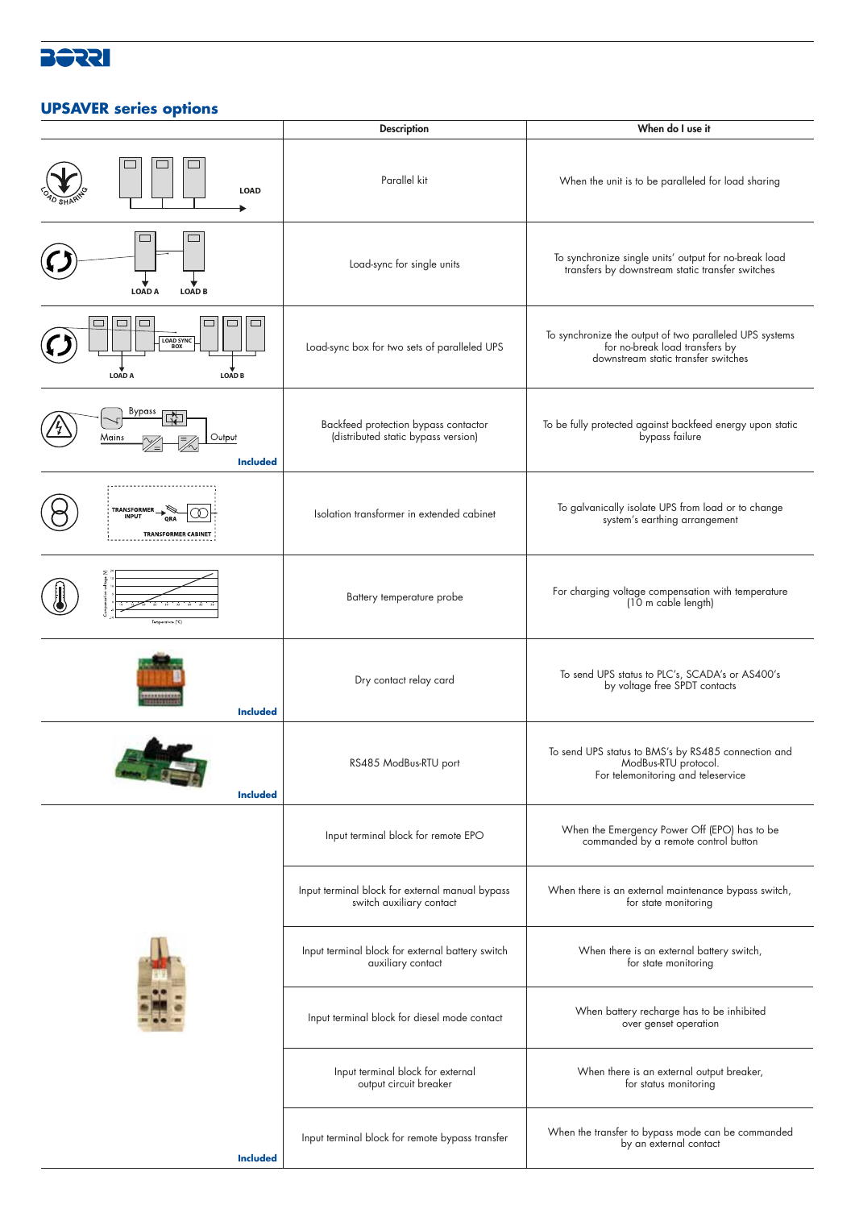## UPSAVER series options

| | Description | When do I use it |
|---|---|---|
| | Parallel kit | When the unit is to be paralleled for load sharing |
| | Load-sync for single units | To synchronize single units' output for no-break load transfers by downstream static transfer switches |
| | Load-sync box for two sets of paralleled UPS | To synchronize the output of two paralleled UPS systems for no-break load transfers by downstream static transfer switches |
| **Included** | Backfeed protection bypass contactor (distributed static bypass version) | To be fully protected against backfeed energy upon static bypass failure |
| | Isolation transformer in extended cabinet | To galvanically isolate UPS from load or to change system's earthing arrangement |
| | Battery temperature probe | For charging voltage compensation with temperature (10 m cable length) |
| **Included** | Dry contact relay card | To send UPS status to PLC's, SCADA's or AS400's by voltage free SPDT contacts |
| **Included** | RS485 ModBus-RTU port | To send UPS status to BMS's by RS485 connection and ModBus-RTU protocol. For telemonitoring and teleservice |
| **Included** | Input terminal block for remote EPO | When the Emergency Power Off (EPO) has to be commanded by a remote control button |
| | Input terminal block for external manual bypass switch auxiliary contact | When there is an external maintenance bypass switch, for state monitoring |
| | Input terminal block for external battery switch auxiliary contact | When there is an external battery switch, for state monitoring |
| | Input terminal block for diesel mode contact | When battery recharge has to be inhibited over genset operation |
| | Input terminal block for external output circuit breaker | When there is an external output breaker, for status monitoring |
| | Input terminal block for remote bypass transfer | When the transfer to bypass mode can be commanded by an external contact |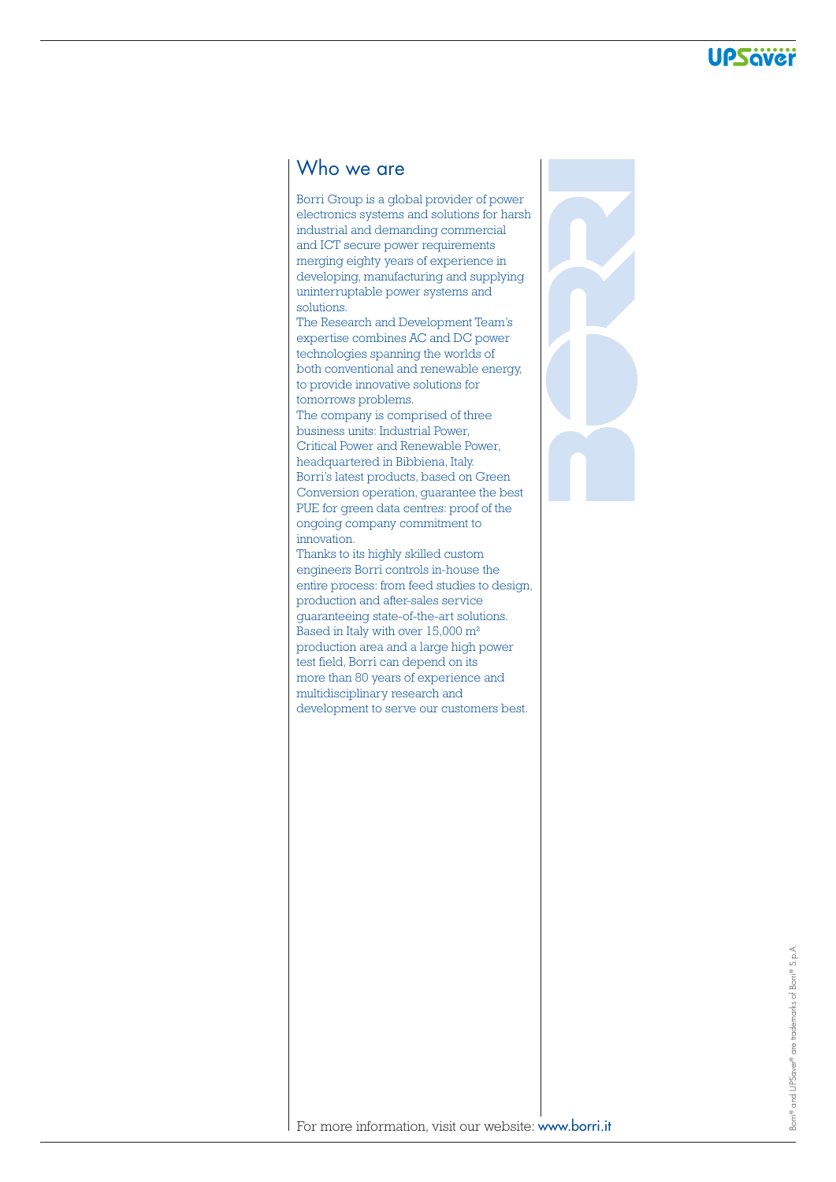## Who we are

Borri Group is a global provider of power electronics systems and solutions for harsh industrial and demanding commercial and ICT secure power requirements merging eighty years of experience in developing, manufacturing and supplying uninterruptable power systems and solutions.
The Research and Development Team's expertise combines AC and DC power technologies spanning the worlds of both conventional and renewable energy, to provide innovative solutions for tomorrows problems.
The company is comprised of three business units: Industrial Power, Critical Power and Renewable Power, headquartered in Bibbiena, Italy.
Borri's latest products, based on Green Conversion operation, guarantee the best PUE for green data centres: proof of the ongoing company commitment to innovation.
Thanks to its highly skilled custom engineers Borri controls in-house the entire process: from feed studies to design, production and after-sales service guaranteeing state-of-the-art solutions.
Based in Italy with over 15,000 $m^2$ production area and a large high power test field, Borri can depend on its more than 80 years of experience and multidisciplinary research and development to serve our customers best.

For more information, visit our website: www.borri.it

Borri® and UPSaver® are trademarks of Borri® S.p.A.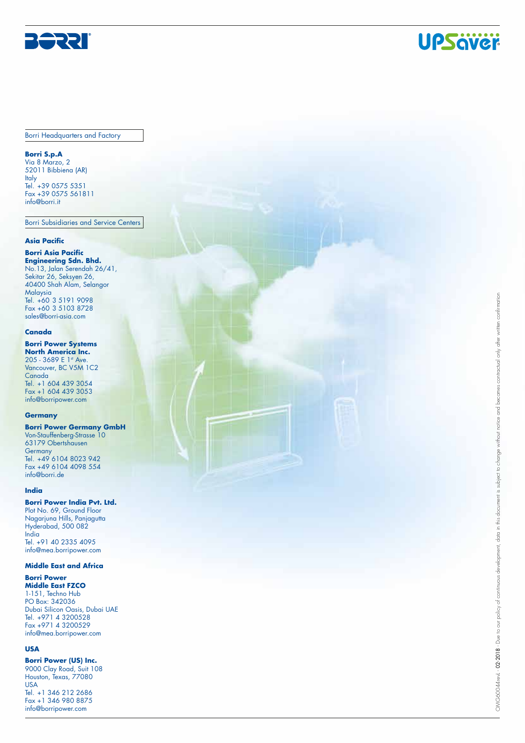Borri Headquarters and Factory

**Borri S.p.A**
Via 8 Marzo, 2
52011 Bibbiena (AR)
Italy
Tel. +39 0575 5351
Fax +39 0575 561811
info@borri.it

Borri Subsidiaries and Service Centers

### Asia Pacific

**Borri Asia Pacific Engineering Sdn. Bhd.**
No.13, Jalan Serendah 26/41,
Sekitar 26, Seksyen 26,
40400 Shah Alam, Selangor
Malaysia
Tel. +60 3 5191 9098
Fax +60 3 5103 8728
sales@borri-asia.com

### Canada

**Borri Power Systems North America Inc.**
205 - 3689 E 1st Ave.
Vancouver, BC V5M 1C2
Canada
Tel. +1 604 439 3054
Fax +1 604 439 3053
info@borripower.com

### Germany

**Borri Power Germany GmbH**
Von-Stauffenberg-Strasse 10
63179 Obertshausen
Germany
Tel. +49 6104 8023 942
Fax +49 6104 4098 554
info@borri.de

### India

**Borri Power India Pvt. Ltd.**
Plot No. 69, Ground Floor
Nagarjuna Hills, Panjagutta
Hyderabad, 500 082
India
Tel. +91 40 2335 4095
info@mea.borripower.com

### Middle East and Africa

**Borri Power Middle East FZCO**
1-151, Techno Hub
PO Box: 342036
Dubai Silicon Oasis, Dubai UAE
Tel. +971 4 3200528
Fax +971 4 3200529
info@mea.borripower.com

### USA

**Borri Power (US) Inc.**
9000 Clay Road, Suit 108
Houston, Texas, 77080
USA
Tel. +1 346 212 2686
Fax +1 346 980 8875
info@borripower.com

OMG60044rev1 - 02-2018 - Due to our policy of continuous development, data in this document is subject to change without notice and becomes contractual only after written confirmation